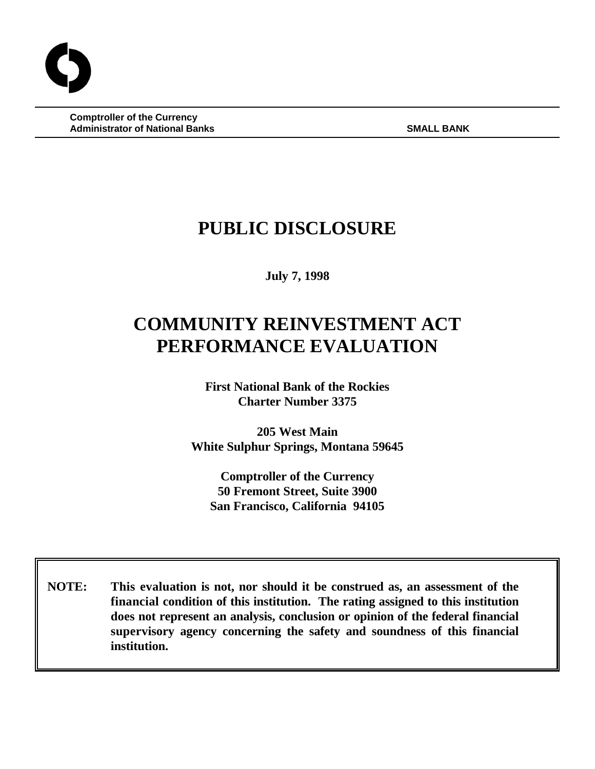**Comptroller of the Currency**
**Administrator of National Banks** **SMALL BANK**

# PUBLIC DISCLOSURE

**July 7, 1998**

# COMMUNITY REINVESTMENT ACT PERFORMANCE EVALUATION

**First National Bank of the Rockies**
**Charter Number 3375**

**205 West Main**
**White Sulphur Springs, Montana 59645**

**Comptroller of the Currency**
**50 Fremont Street, Suite 3900**
**San Francisco, California 94105**

**NOTE: This evaluation is not, nor should it be construed as, an assessment of the financial condition of this institution. The rating assigned to this institution does not represent an analysis, conclusion or opinion of the federal financial supervisory agency concerning the safety and soundness of this financial institution.**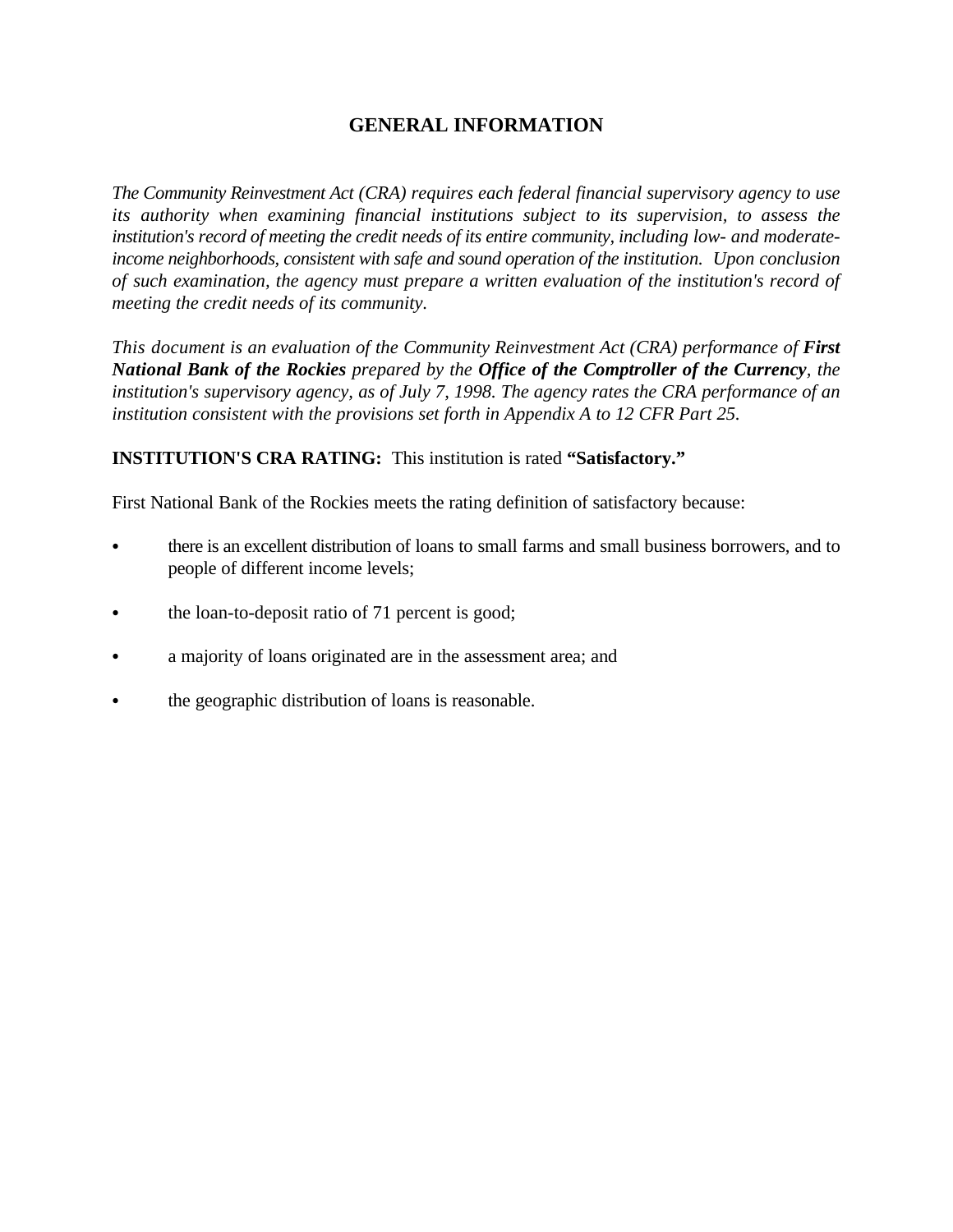## GENERAL INFORMATION

*The Community Reinvestment Act (CRA) requires each federal financial supervisory agency to use its authority when examining financial institutions subject to its supervision, to assess the institution's record of meeting the credit needs of its entire community, including low- and moderate-income neighborhoods, consistent with safe and sound operation of the institution. Upon conclusion of such examination, the agency must prepare a written evaluation of the institution's record of meeting the credit needs of its community.*

*This document is an evaluation of the Community Reinvestment Act (CRA) performance of **First National Bank of the Rockies** prepared by the **Office of the Comptroller of the Currency**, the institution's supervisory agency, as of July 7, 1998. The agency rates the CRA performance of an institution consistent with the provisions set forth in Appendix A to 12 CFR Part 25.*

**INSTITUTION'S CRA RATING:** This institution is rated **"Satisfactory."**

First National Bank of the Rockies meets the rating definition of satisfactory because:

- there is an excellent distribution of loans to small farms and small business borrowers, and to people of different income levels;
- the loan-to-deposit ratio of 71 percent is good;
- a majority of loans originated are in the assessment area; and
- the geographic distribution of loans is reasonable.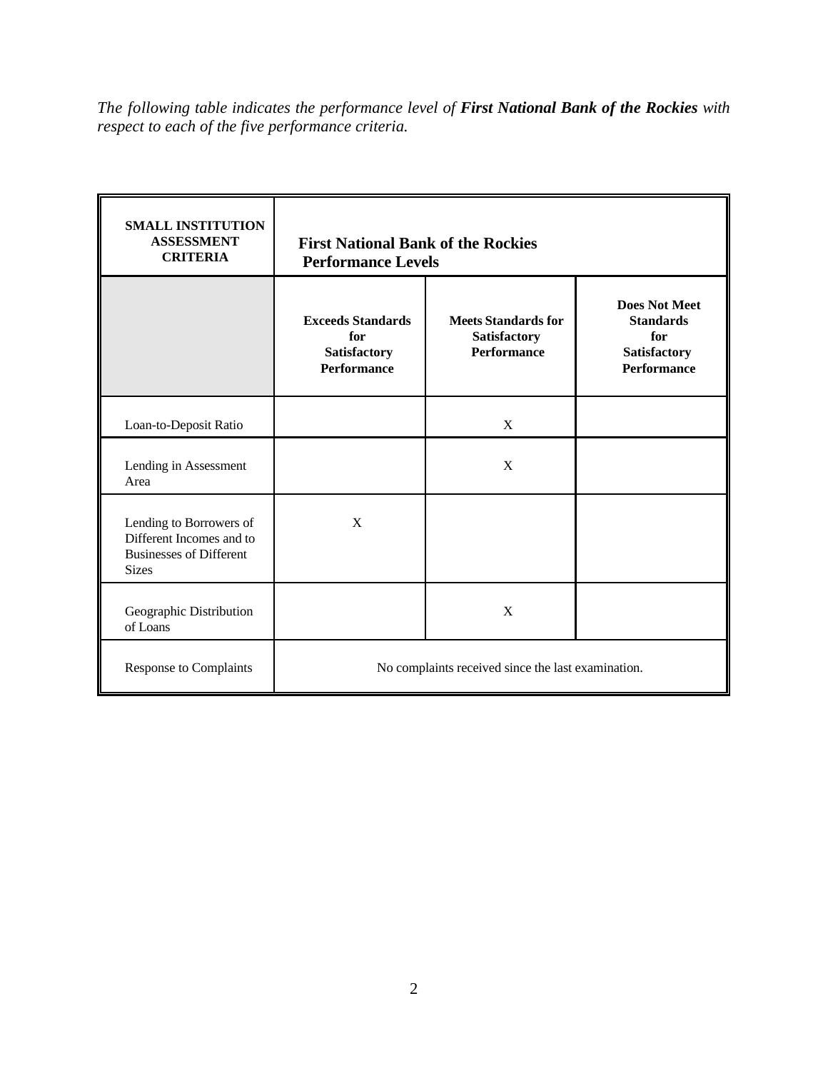*The following table indicates the performance level of **First National Bank of the Rockies** with respect to each of the five performance criteria.*

| **SMALL INSTITUTION ASSESSMENT CRITERIA** | **First National Bank of the Rockies Performance Levels** | | |
|---|---|---|---|
| | **Exceeds Standards for Satisfactory Performance** | **Meets Standards for Satisfactory Performance** | **Does Not Meet Standards for Satisfactory Performance** |
| Loan-to-Deposit Ratio | | X | |
| Lending in Assessment Area | | X | |
| Lending to Borrowers of Different Incomes and to Businesses of Different Sizes | X | | |
| Geographic Distribution of Loans | | X | |
| Response to Complaints | No complaints received since the last examination. | | |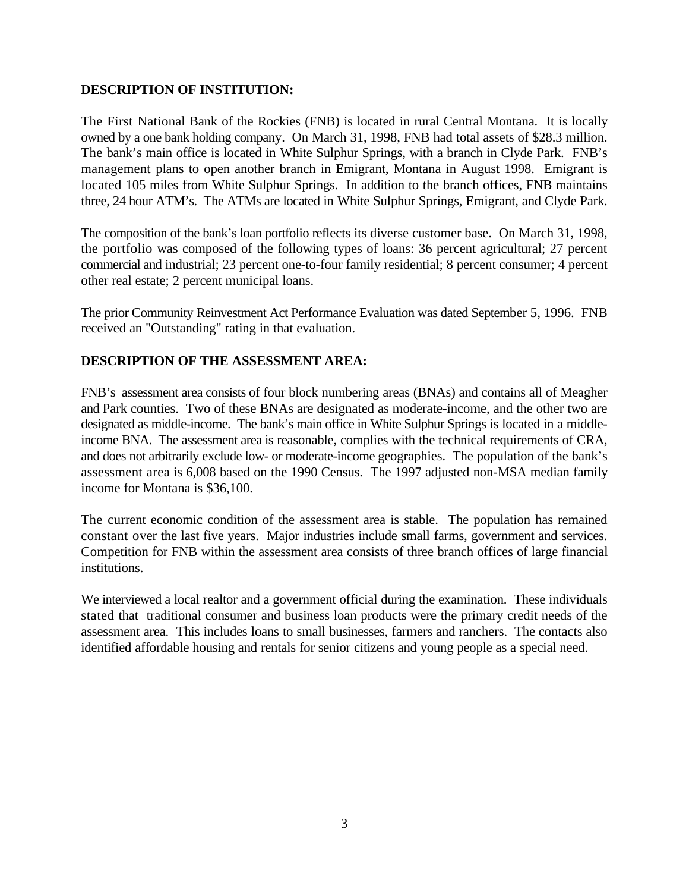## DESCRIPTION OF INSTITUTION:

The First National Bank of the Rockies (FNB) is located in rural Central Montana. It is locally owned by a one bank holding company. On March 31, 1998, FNB had total assets of $28.3 million. The bank's main office is located in White Sulphur Springs, with a branch in Clyde Park. FNB's management plans to open another branch in Emigrant, Montana in August 1998. Emigrant is located 105 miles from White Sulphur Springs. In addition to the branch offices, FNB maintains three, 24 hour ATM's. The ATMs are located in White Sulphur Springs, Emigrant, and Clyde Park.

The composition of the bank's loan portfolio reflects its diverse customer base. On March 31, 1998, the portfolio was composed of the following types of loans: 36 percent agricultural; 27 percent commercial and industrial; 23 percent one-to-four family residential; 8 percent consumer; 4 percent other real estate; 2 percent municipal loans.

The prior Community Reinvestment Act Performance Evaluation was dated September 5, 1996. FNB received an "Outstanding" rating in that evaluation.

## DESCRIPTION OF THE ASSESSMENT AREA:

FNB's assessment area consists of four block numbering areas (BNAs) and contains all of Meagher and Park counties. Two of these BNAs are designated as moderate-income, and the other two are designated as middle-income. The bank's main office in White Sulphur Springs is located in a middle-income BNA. The assessment area is reasonable, complies with the technical requirements of CRA, and does not arbitrarily exclude low- or moderate-income geographies. The population of the bank's assessment area is 6,008 based on the 1990 Census. The 1997 adjusted non-MSA median family income for Montana is $36,100.

The current economic condition of the assessment area is stable. The population has remained constant over the last five years. Major industries include small farms, government and services. Competition for FNB within the assessment area consists of three branch offices of large financial institutions.

We interviewed a local realtor and a government official during the examination. These individuals stated that traditional consumer and business loan products were the primary credit needs of the assessment area. This includes loans to small businesses, farmers and ranchers. The contacts also identified affordable housing and rentals for senior citizens and young people as a special need.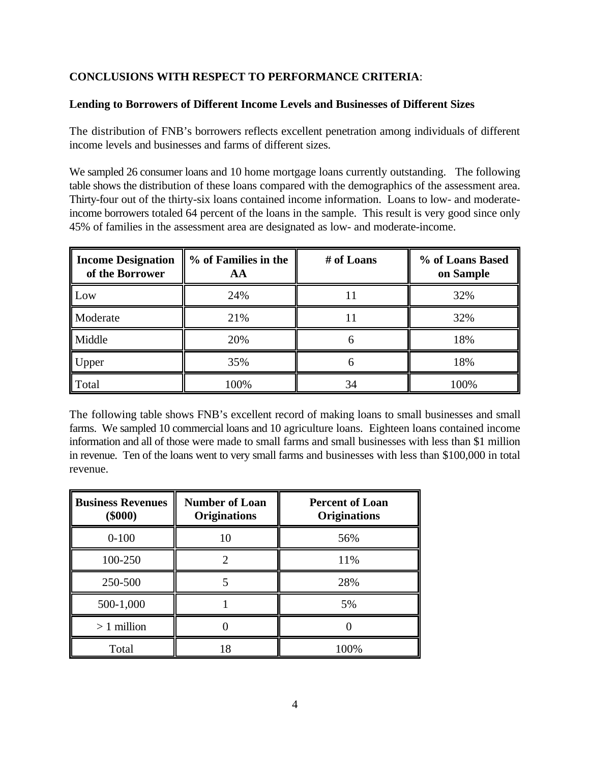**CONCLUSIONS WITH RESPECT TO PERFORMANCE CRITERIA**:

**Lending to Borrowers of Different Income Levels and Businesses of Different Sizes**

The distribution of FNB's borrowers reflects excellent penetration among individuals of different income levels and businesses and farms of different sizes.

We sampled 26 consumer loans and 10 home mortgage loans currently outstanding. The following table shows the distribution of these loans compared with the demographics of the assessment area. Thirty-four out of the thirty-six loans contained income information. Loans to low- and moderate-income borrowers totaled 64 percent of the loans in the sample. This result is very good since only 45% of families in the assessment area are designated as low- and moderate-income.

| Income Designation of the Borrower | % of Families in the AA | # of Loans | % of Loans Based on Sample |
|---|---|---|---|
| Low | 24% | 11 | 32% |
| Moderate | 21% | 11 | 32% |
| Middle | 20% | 6 | 18% |
| Upper | 35% | 6 | 18% |
| Total | 100% | 34 | 100% |

The following table shows FNB's excellent record of making loans to small businesses and small farms. We sampled 10 commercial loans and 10 agriculture loans. Eighteen loans contained income information and all of those were made to small farms and small businesses with less than $1 million in revenue. Ten of the loans went to very small farms and businesses with less than $100,000 in total revenue.

| Business Revenues ($000) | Number of Loan Originations | Percent of Loan Originations |
|---|---|---|
| 0-100 | 10 | 56% |
| 100-250 | 2 | 11% |
| 250-500 | 5 | 28% |
| 500-1,000 | 1 | 5% |
| > 1 million | 0 | 0 |
| Total | 18 | 100% |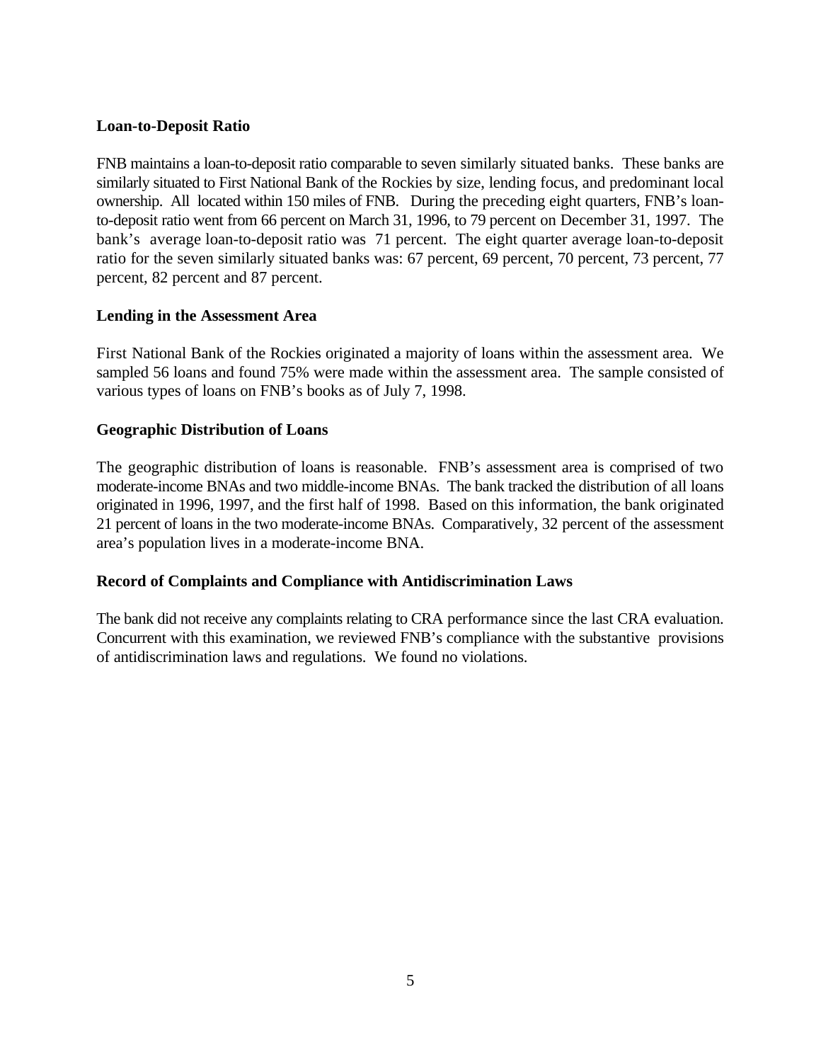### Loan-to-Deposit Ratio

FNB maintains a loan-to-deposit ratio comparable to seven similarly situated banks. These banks are similarly situated to First National Bank of the Rockies by size, lending focus, and predominant local ownership. All located within 150 miles of FNB. During the preceding eight quarters, FNB's loan-to-deposit ratio went from 66 percent on March 31, 1996, to 79 percent on December 31, 1997. The bank's average loan-to-deposit ratio was 71 percent. The eight quarter average loan-to-deposit ratio for the seven similarly situated banks was: 67 percent, 69 percent, 70 percent, 73 percent, 77 percent, 82 percent and 87 percent.

### Lending in the Assessment Area

First National Bank of the Rockies originated a majority of loans within the assessment area. We sampled 56 loans and found 75% were made within the assessment area. The sample consisted of various types of loans on FNB's books as of July 7, 1998.

### Geographic Distribution of Loans

The geographic distribution of loans is reasonable. FNB's assessment area is comprised of two moderate-income BNAs and two middle-income BNAs. The bank tracked the distribution of all loans originated in 1996, 1997, and the first half of 1998. Based on this information, the bank originated 21 percent of loans in the two moderate-income BNAs. Comparatively, 32 percent of the assessment area's population lives in a moderate-income BNA.

### Record of Complaints and Compliance with Antidiscrimination Laws

The bank did not receive any complaints relating to CRA performance since the last CRA evaluation. Concurrent with this examination, we reviewed FNB's compliance with the substantive provisions of antidiscrimination laws and regulations. We found no violations.